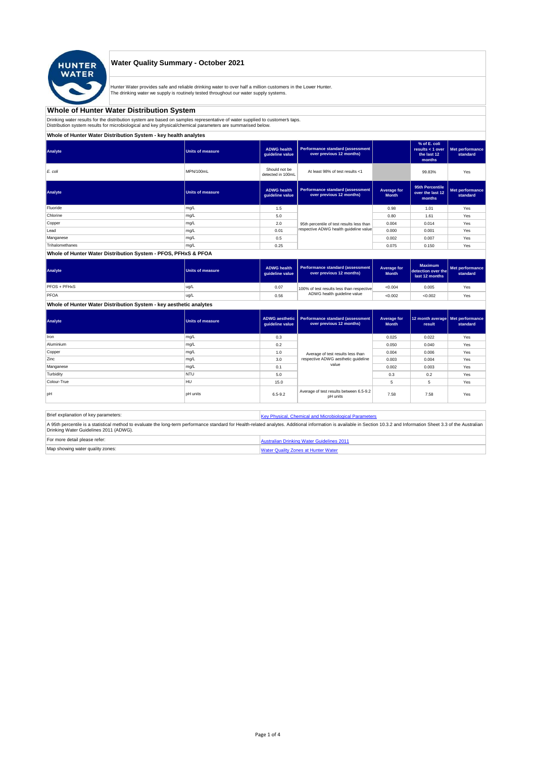# Water Quality Summary - October 2021

Hunter Water provides safe and reliable drinking water to over half a million customers in the Lower Hunter.
The drinking water we supply is routinely tested throughout our water supply systems.

## Whole of Hunter Water Distribution System

Drinking water results for the distribution system are based on samples representative of water supplied to customer's taps.
Distribution system results for microbiological and key physical/chemical parameters are summarised below.

### Whole of Hunter Water Distribution System - key health analytes

| Analyte | Units of measure | ADWG health guideline value | Performance standard (assessment over previous 12 months) | | % of E. coli results < 1 over the last 12 months | Met performance standard |
|---|---|---|---|---|---|---|
| *E. coli* | MPN/100mL | Should not be detected in 100mL | At least 98% of test results <1 | | 99.83% | Yes |

| Analyte | Units of measure | ADWG health guideline value | Performance standard (assessment over previous 12 months) | Average for Month | 95th Percentile over the last 12 months | Met performance standard |
|---|---|---|---|---|---|---|
| Fluoride | mg/L | 1.5 | 95th percentile of test results less than respective ADWG health guideline value | 0.98 | 1.01 | Yes |
| Chlorine | mg/L | 5.0 | | 0.80 | 1.61 | Yes |
| Copper | mg/L | 2.0 | | 0.004 | 0.014 | Yes |
| Lead | mg/L | 0.01 | | 0.000 | 0.001 | Yes |
| Manganese | mg/L | 0.5 | | 0.002 | 0.007 | Yes |
| Trihalomethanes | mg/L | 0.25 | | 0.075 | 0.150 | Yes |

### Whole of Hunter Water Distribution System - PFOS, PFHxS & PFOA

| Analyte | Units of measure | ADWG health guideline value | Performance standard (assessment over previous 12 months) | Average for Month | Maximum detection over the last 12 months | Met performance standard |
|---|---|---|---|---|---|---|
| PFOS + PFHxS | ug/L | 0.07 | 100% of test results less than respective ADWG health guideline value | <0.004 | 0.005 | Yes |
| PFOA | ug/L | 0.56 | | <0.002 | <0.002 | Yes |

### Whole of Hunter Water Distribution System - key aesthetic analytes

| Analyte | Units of measure | ADWG aesthetic guideline value | Performance standard (assessment over previous 12 months) | Average for Month | 12 month average result | Met performance standard |
|---|---|---|---|---|---|---|
| Iron | mg/L | 0.3 | Average of test results less than respective ADWG aesthetic guideline value | 0.025 | 0.022 | Yes |
| Aluminium | mg/L | 0.2 | | 0.050 | 0.040 | Yes |
| Copper | mg/L | 1.0 | | 0.004 | 0.006 | Yes |
| Zinc | mg/L | 3.0 | | 0.003 | 0.004 | Yes |
| Manganese | mg/L | 0.1 | | 0.002 | 0.003 | Yes |
| Turbidity | NTU | 5.0 | | 0.3 | 0.2 | Yes |
| Colour-True | HU | 15.0 | | 5 | 5 | Yes |
| pH | pH units | 6.5-9.2 | Average of test results between 6.5-9.2 pH units | 7.58 | 7.58 | Yes |

| | |
|---|---|
| Brief explanation of key parameters: | Key Physical, Chemical and Microbiological Parameters |
| A 95th percentile is a statistical method to evaluate the long-term performance standard for Health-related analytes. Additional information is available in Section 10.3.2 and Information Sheet 3.3 of the Australian Drinking Water Guidelines 2011 (ADWG). | |
| For more detail please refer: | Australian Drinking Water Guidelines 2011 |
| Map showing water quality zones: | Water Quality Zones at Hunter Water |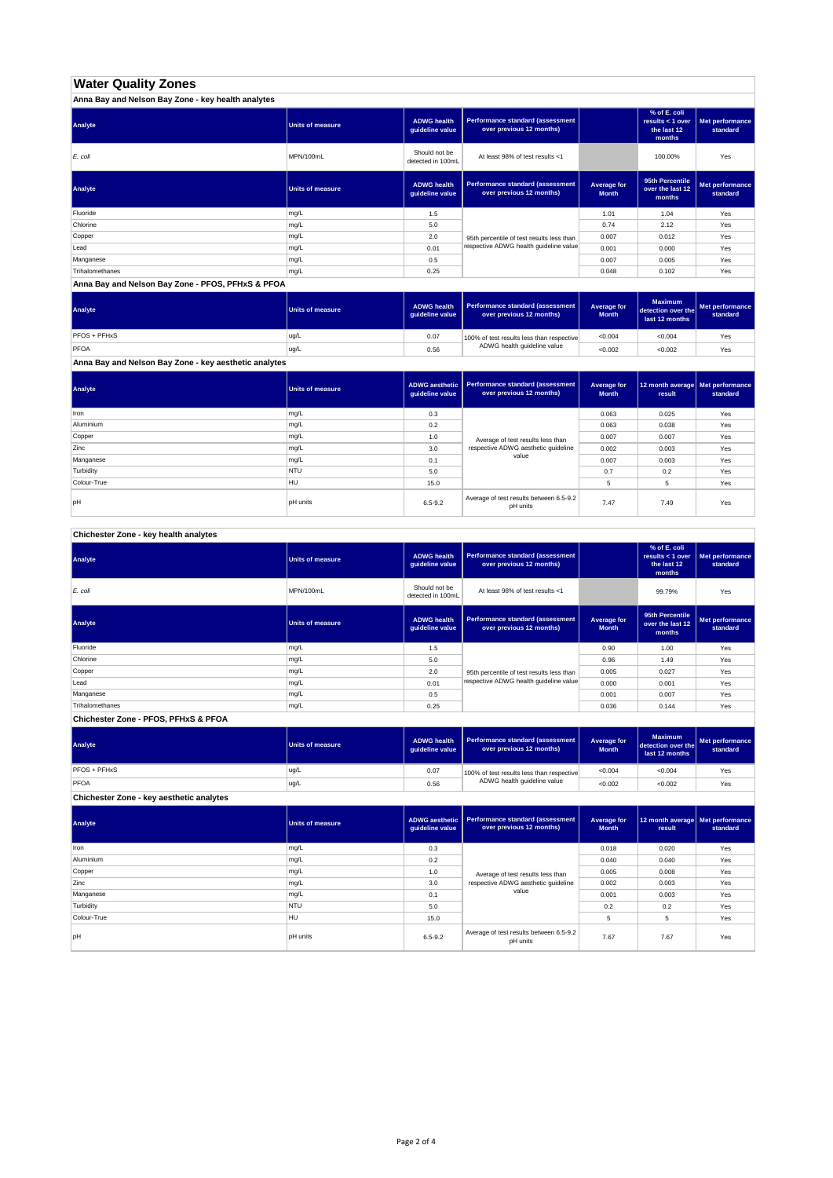# Water Quality Zones

## Anna Bay and Nelson Bay Zone - key health analytes

| Analyte | Units of measure | ADWG health guideline value | Performance standard (assessment over previous 12 months) | | % of E. coli results < 1 over the last 12 months | Met performance standard |
|---|---|---|---|---|---|---|
| *E. coli* | MPN/100mL | Should not be detected in 100mL | At least 98% of test results <1 | | 100.00% | Yes |

| Analyte | Units of measure | ADWG health guideline value | Performance standard (assessment over previous 12 months) | Average for Month | 95th Percentile over the last 12 months | Met performance standard |
|---|---|---|---|---|---|---|
| Fluoride | mg/L | 1.5 | 95th percentile of test results less than respective ADWG health guideline value | 1.01 | 1.04 | Yes |
| Chlorine | mg/L | 5.0 | | 0.74 | 2.12 | Yes |
| Copper | mg/L | 2.0 | | 0.007 | 0.012 | Yes |
| Lead | mg/L | 0.01 | | 0.001 | 0.000 | Yes |
| Manganese | mg/L | 0.5 | | 0.007 | 0.005 | Yes |
| Trihalomethanes | mg/L | 0.25 | | 0.048 | 0.102 | Yes |

## Anna Bay and Nelson Bay Zone - PFOS, PFHxS & PFOA

| Analyte | Units of measure | ADWG health guideline value | Performance standard (assessment over previous 12 months) | Average for Month | Maximum detection over the last 12 months | Met performance standard |
|---|---|---|---|---|---|---|
| PFOS + PFHxS | ug/L | 0.07 | 100% of test results less than respective ADWG health guideline value | <0.004 | <0.004 | Yes |
| PFOA | ug/L | 0.56 | | <0.002 | <0.002 | Yes |

## Anna Bay and Nelson Bay Zone - key aesthetic analytes

| Analyte | Units of measure | ADWG aesthetic guideline value | Performance standard (assessment over previous 12 months) | Average for Month | 12 month average result | Met performance standard |
|---|---|---|---|---|---|---|
| Iron | mg/L | 0.3 | Average of test results less than respective ADWG aesthetic guideline value | 0.063 | 0.025 | Yes |
| Aluminium | mg/L | 0.2 | | 0.063 | 0.038 | Yes |
| Copper | mg/L | 1.0 | | 0.007 | 0.007 | Yes |
| Zinc | mg/L | 3.0 | | 0.002 | 0.003 | Yes |
| Manganese | mg/L | 0.1 | | 0.007 | 0.003 | Yes |
| Turbidity | NTU | 5.0 | | 0.7 | 0.2 | Yes |
| Colour-True | HU | 15.0 | | 5 | 5 | Yes |
| pH | pH units | 6.5-9.2 | Average of test results between 6.5-9.2 pH units | 7.47 | 7.49 | Yes |

## Chichester Zone - key health analytes

| Analyte | Units of measure | ADWG health guideline value | Performance standard (assessment over previous 12 months) | | % of E. coli results < 1 over the last 12 months | Met performance standard |
|---|---|---|---|---|---|---|
| *E. coli* | MPN/100mL | Should not be detected in 100mL | At least 98% of test results <1 | | 99.79% | Yes |

| Analyte | Units of measure | ADWG health guideline value | Performance standard (assessment over previous 12 months) | Average for Month | 95th Percentile over the last 12 months | Met performance standard |
|---|---|---|---|---|---|---|
| Fluoride | mg/L | 1.5 | 95th percentile of test results less than respective ADWG health guideline value | 0.90 | 1.00 | Yes |
| Chlorine | mg/L | 5.0 | | 0.96 | 1.49 | Yes |
| Copper | mg/L | 2.0 | | 0.005 | 0.027 | Yes |
| Lead | mg/L | 0.01 | | 0.000 | 0.001 | Yes |
| Manganese | mg/L | 0.5 | | 0.001 | 0.007 | Yes |
| Trihalomethanes | mg/L | 0.25 | | 0.036 | 0.144 | Yes |

## Chichester Zone - PFOS, PFHxS & PFOA

| Analyte | Units of measure | ADWG health guideline value | Performance standard (assessment over previous 12 months) | Average for Month | Maximum detection over the last 12 months | Met performance standard |
|---|---|---|---|---|---|---|
| PFOS + PFHxS | ug/L | 0.07 | 100% of test results less than respective ADWG health guideline value | <0.004 | <0.004 | Yes |
| PFOA | ug/L | 0.56 | | <0.002 | <0.002 | Yes |

## Chichester Zone - key aesthetic analytes

| Analyte | Units of measure | ADWG aesthetic guideline value | Performance standard (assessment over previous 12 months) | Average for Month | 12 month average result | Met performance standard |
|---|---|---|---|---|---|---|
| Iron | mg/L | 0.3 | Average of test results less than respective ADWG aesthetic guideline value | 0.018 | 0.020 | Yes |
| Aluminium | mg/L | 0.2 | | 0.040 | 0.040 | Yes |
| Copper | mg/L | 1.0 | | 0.005 | 0.008 | Yes |
| Zinc | mg/L | 3.0 | | 0.002 | 0.003 | Yes |
| Manganese | mg/L | 0.1 | | 0.001 | 0.003 | Yes |
| Turbidity | NTU | 5.0 | | 0.2 | 0.2 | Yes |
| Colour-True | HU | 15.0 | | 5 | 5 | Yes |
| pH | pH units | 6.5-9.2 | Average of test results between 6.5-9.2 pH units | 7.67 | 7.67 | Yes |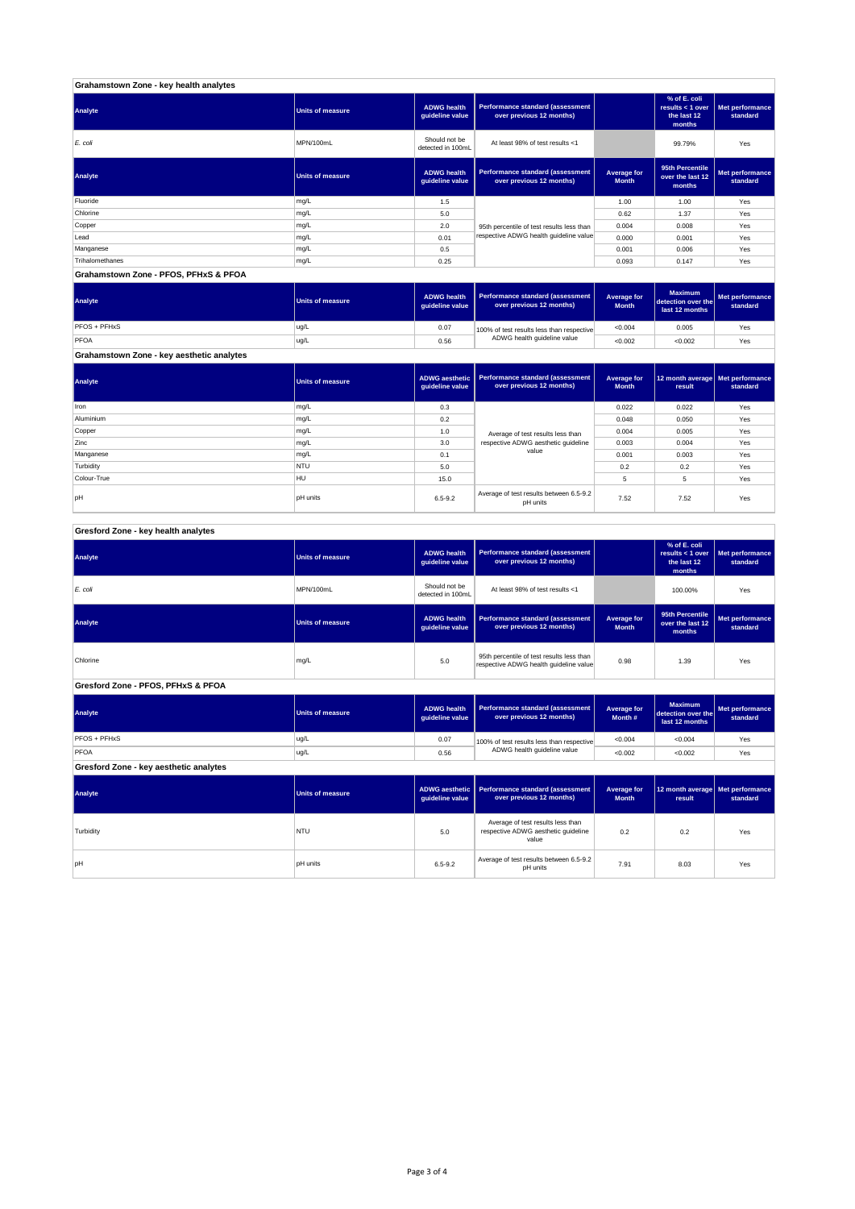## Grahamstown Zone - key health analytes

| Analyte | Units of measure | ADWG health guideline value | Performance standard (assessment over previous 12 months) | | % of E. coli results < 1 over the last 12 months | Met performance standard |
|---|---|---|---|---|---|---|
| *E. coli* | MPN/100mL | Should not be detected in 100mL | At least 98% of test results <1 | | 99.79% | Yes |

| Analyte | Units of measure | ADWG health guideline value | Performance standard (assessment over previous 12 months) | Average for Month | 95th Percentile over the last 12 months | Met performance standard |
|---|---|---|---|---|---|---|
| Fluoride | mg/L | 1.5 | 95th percentile of test results less than respective ADWG health guideline value | 1.00 | 1.00 | Yes |
| Chlorine | mg/L | 5.0 | | 0.62 | 1.37 | Yes |
| Copper | mg/L | 2.0 | | 0.004 | 0.008 | Yes |
| Lead | mg/L | 0.01 | | 0.000 | 0.001 | Yes |
| Manganese | mg/L | 0.5 | | 0.001 | 0.006 | Yes |
| Trihalomethanes | mg/L | 0.25 | | 0.093 | 0.147 | Yes |

## Grahamstown Zone - PFOS, PFHxS & PFOA

| Analyte | Units of measure | ADWG health guideline value | Performance standard (assessment over previous 12 months) | Average for Month | Maximum detection over the last 12 months | Met performance standard |
|---|---|---|---|---|---|---|
| PFOS + PFHxS | ug/L | 0.07 | 100% of test results less than respective ADWG health guideline value | <0.004 | 0.005 | Yes |
| PFOA | ug/L | 0.56 | | <0.002 | <0.002 | Yes |

## Grahamstown Zone - key aesthetic analytes

| Analyte | Units of measure | ADWG aesthetic guideline value | Performance standard (assessment over previous 12 months) | Average for Month | 12 month average result | Met performance standard |
|---|---|---|---|---|---|---|
| Iron | mg/L | 0.3 | Average of test results less than respective ADWG aesthetic guideline value | 0.022 | 0.022 | Yes |
| Aluminium | mg/L | 0.2 | | 0.048 | 0.050 | Yes |
| Copper | mg/L | 1.0 | | 0.004 | 0.005 | Yes |
| Zinc | mg/L | 3.0 | | 0.003 | 0.004 | Yes |
| Manganese | mg/L | 0.1 | | 0.001 | 0.003 | Yes |
| Turbidity | NTU | 5.0 | | 0.2 | 0.2 | Yes |
| Colour-True | HU | 15.0 | | 5 | 5 | Yes |
| pH | pH units | 6.5-9.2 | Average of test results between 6.5-9.2 pH units | 7.52 | 7.52 | Yes |

## Gresford Zone - key health analytes

| Analyte | Units of measure | ADWG health guideline value | Performance standard (assessment over previous 12 months) | | % of E. coli results < 1 over the last 12 months | Met performance standard |
|---|---|---|---|---|---|---|
| *E. coli* | MPN/100mL | Should not be detected in 100mL | At least 98% of test results <1 | | 100.00% | Yes |

| Analyte | Units of measure | ADWG health guideline value | Performance standard (assessment over previous 12 months) | Average for Month | 95th Percentile over the last 12 months | Met performance standard |
|---|---|---|---|---|---|---|
| Chlorine | mg/L | 5.0 | 95th percentile of test results less than respective ADWG health guideline value | 0.98 | 1.39 | Yes |

## Gresford Zone - PFOS, PFHxS & PFOA

| Analyte | Units of measure | ADWG health guideline value | Performance standard (assessment over previous 12 months) | Average for Month # | Maximum detection over the last 12 months | Met performance standard |
|---|---|---|---|---|---|---|
| PFOS + PFHxS | ug/L | 0.07 | 100% of test results less than respective ADWG health guideline value | <0.004 | <0.004 | Yes |
| PFOA | ug/L | 0.56 | | <0.002 | <0.002 | Yes |

## Gresford Zone - key aesthetic analytes

| Analyte | Units of measure | ADWG aesthetic guideline value | Performance standard (assessment over previous 12 months) | Average for Month | 12 month average result | Met performance standard |
|---|---|---|---|---|---|---|
| Turbidity | NTU | 5.0 | Average of test results less than respective ADWG aesthetic guideline value | 0.2 | 0.2 | Yes |
| pH | pH units | 6.5-9.2 | Average of test results between 6.5-9.2 pH units | 7.91 | 8.03 | Yes |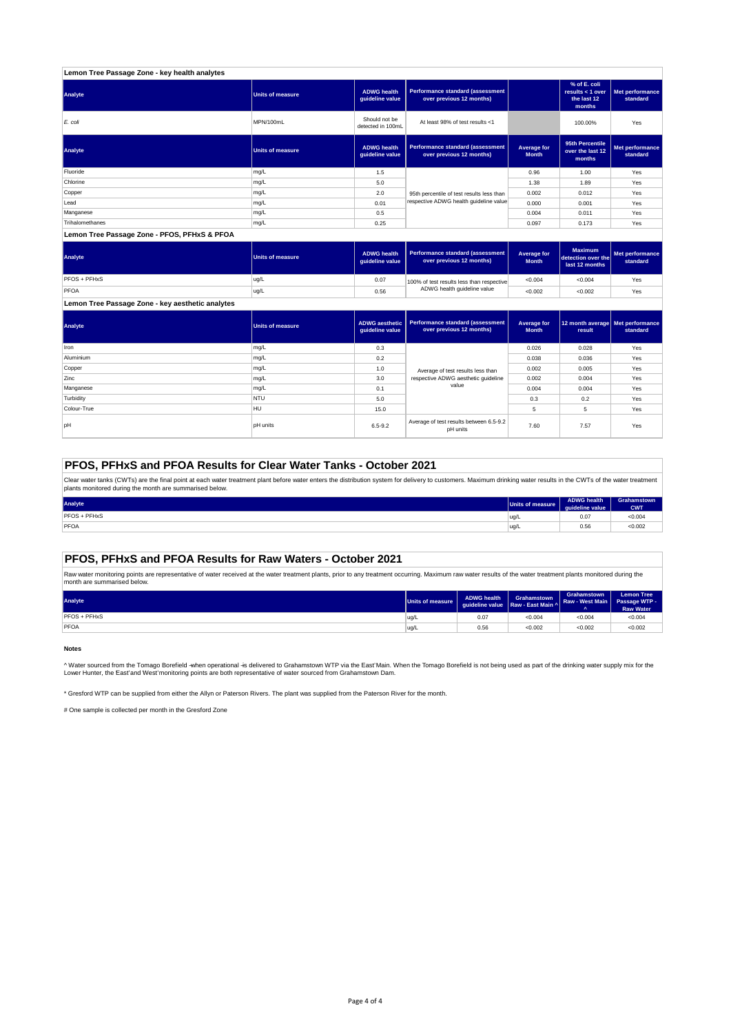### Lemon Tree Passage Zone - key health analytes

| Analyte | Units of measure | ADWG health guideline value | Performance standard (assessment over previous 12 months) | | % of E. coli results < 1 over the last 12 months | Met performance standard |
|---|---|---|---|---|---|---|
| *E. coli* | MPN/100mL | Should not be detected in 100mL | At least 98% of test results <1 | | 100.00% | Yes |

| Analyte | Units of measure | ADWG health guideline value | Performance standard (assessment over previous 12 months) | Average for Month | 95th Percentile over the last 12 months | Met performance standard |
|---|---|---|---|---|---|---|
| Fluoride | mg/L | 1.5 | 95th percentile of test results less than respective ADWG health guideline value | 0.96 | 1.00 | Yes |
| Chlorine | mg/L | 5.0 | | 1.38 | 1.89 | Yes |
| Copper | mg/L | 2.0 | | 0.002 | 0.012 | Yes |
| Lead | mg/L | 0.01 | | 0.000 | 0.001 | Yes |
| Manganese | mg/L | 0.5 | | 0.004 | 0.011 | Yes |
| Trihalomethanes | mg/L | 0.25 | | 0.097 | 0.173 | Yes |

### Lemon Tree Passage Zone - PFOS, PFHxS & PFOA

| Analyte | Units of measure | ADWG health guideline value | Performance standard (assessment over previous 12 months) | Average for Month | Maximum detection over the last 12 months | Met performance standard |
|---|---|---|---|---|---|---|
| PFOS + PFHxS | ug/L | 0.07 | 100% of test results less than respective ADWG health guideline value | <0.004 | <0.004 | Yes |
| PFOA | ug/L | 0.56 | | <0.002 | <0.002 | Yes |

### Lemon Tree Passage Zone - key aesthetic analytes

| Analyte | Units of measure | ADWG aesthetic guideline value | Performance standard (assessment over previous 12 months) | Average for Month | 12 month average result | Met performance standard |
|---|---|---|---|---|---|---|
| Iron | mg/L | 0.3 | Average of test results less than respective ADWG aesthetic guideline value | 0.026 | 0.028 | Yes |
| Aluminium | mg/L | 0.2 | | 0.038 | 0.036 | Yes |
| Copper | mg/L | 1.0 | | 0.002 | 0.005 | Yes |
| Zinc | mg/L | 3.0 | | 0.002 | 0.004 | Yes |
| Manganese | mg/L | 0.1 | | 0.004 | 0.004 | Yes |
| Turbidity | NTU | 5.0 | | 0.3 | 0.2 | Yes |
| Colour-True | HU | 15.0 | | 5 | 5 | Yes |
| pH | pH units | 6.5-9.2 | Average of test results between 6.5-9.2 pH units | 7.60 | 7.57 | Yes |

## PFOS, PFHxS and PFOA Results for Clear Water Tanks - October 2021

Clear water tanks (CWTs) are the final point at each water treatment plant before water enters the distribution system for delivery to customers. Maximum drinking water results in the CWTs of the water treatment plants monitored during the month are summarised below.

| Analyte | Units of measure | ADWG health guideline value | Grahamstown CWT |
|---|---|---|---|
| PFOS + PFHxS | ug/L | 0.07 | <0.004 |
| PFOA | ug/L | 0.56 | <0.002 |

## PFOS, PFHxS and PFOA Results for Raw Waters - October 2021

Raw water monitoring points are representative of water received at the water treatment plants, prior to any treatment occurring. Maximum raw water results of the water treatment plants monitored during the month are summarised below.

| Analyte | Units of measure | ADWG health guideline value | Grahamstown Raw - East Main ^ | Grahamstown Raw - West Main ^ | Lemon Tree Passage WTP - Raw Water |
|---|---|---|---|---|---|
| PFOS + PFHxS | ug/L | 0.07 | <0.004 | <0.004 | <0.004 |
| PFOA | ug/L | 0.56 | <0.002 | <0.002 | <0.002 |

**Notes**

^ Water sourced from the Tomago Borefield -when operational -is delivered to Grahamstown WTP via the East Main. When the Tomago Borefield is not being used as part of the drinking water supply mix for the Lower Hunter, the East and West monitoring points are both representative of water sourced from Grahamstown Dam.

* Gresford WTP can be supplied from either the Allyn or Paterson Rivers. The plant was supplied from the Paterson River for the month.

# One sample is collected per month in the Gresford Zone